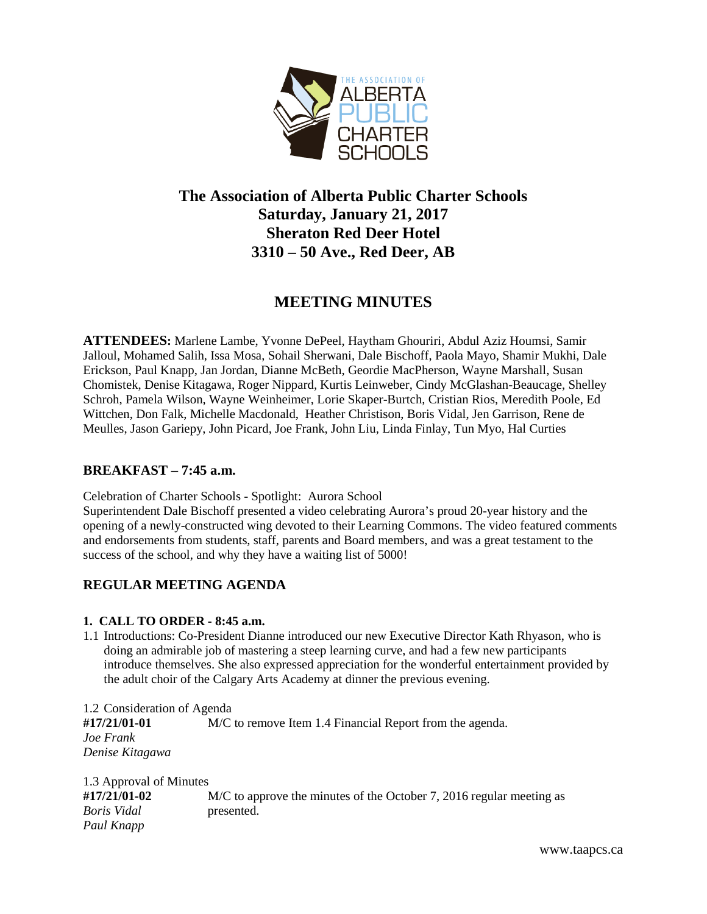// The Association of Alberta Public Charter Schools

# The Association of Alberta Public Charter Schools
## Saturday, January 21, 2017
## Sheraton Red Deer Hotel
## 3310 – 50 Ave., Red Deer, AB

# MEETING MINUTES

**ATTENDEES:** Marlene Lambe, Yvonne DePeel, Haytham Ghouriri, Abdul Aziz Houmsi, Samir Jalloul, Mohamed Salih, Issa Mosa, Sohail Sherwani, Dale Bischoff, Paola Mayo, Shamir Mukhi, Dale Erickson, Paul Knapp, Jan Jordan, Dianne McBeth, Geordie MacPherson, Wayne Marshall, Susan Chomistek, Denise Kitagawa, Roger Nippard, Kurtis Leinweber, Cindy McGlashan-Beaucage, Shelley Schroh, Pamela Wilson, Wayne Weinheimer, Lorie Skaper-Burtch, Cristian Rios, Meredith Poole, Ed Wittchen, Don Falk, Michelle Macdonald, Heather Christison, Boris Vidal, Jen Garrison, Rene de Meulles, Jason Gariepy, John Picard, Joe Frank, John Liu, Linda Finlay, Tun Myo, Hal Curties

## BREAKFAST – 7:45 a.m.

Celebration of Charter Schools - Spotlight: Aurora School
Superintendent Dale Bischoff presented a video celebrating Aurora's proud 20-year history and the opening of a newly-constructed wing devoted to their Learning Commons. The video featured comments and endorsements from students, staff, parents and Board members, and was a great testament to the success of the school, and why they have a waiting list of 5000!

## REGULAR MEETING AGENDA

### 1. CALL TO ORDER - 8:45 a.m.

1.1 Introductions: Co-President Dianne introduced our new Executive Director Kath Rhyason, who is doing an admirable job of mastering a steep learning curve, and had a few new participants introduce themselves. She also expressed appreciation for the wonderful entertainment provided by the adult choir of the Calgary Arts Academy at dinner the previous evening.

1.2 Consideration of Agenda

**#17/21/01-01** M/C to remove Item 1.4 Financial Report from the agenda.
*Joe Frank*
*Denise Kitagawa*

1.3 Approval of Minutes

**#17/21/01-02** M/C to approve the minutes of the October 7, 2016 regular meeting as presented.
*Boris Vidal*
*Paul Knapp*

www.taapcs.ca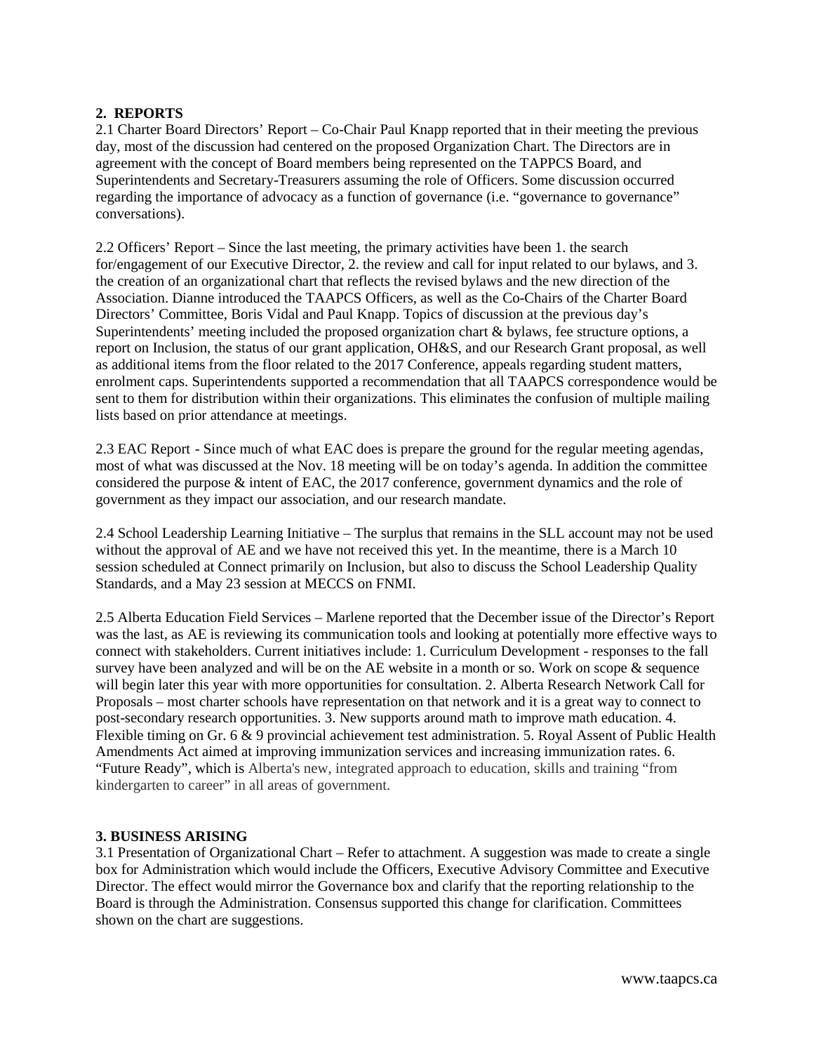## 2. REPORTS

2.1 Charter Board Directors' Report – Co-Chair Paul Knapp reported that in their meeting the previous day, most of the discussion had centered on the proposed Organization Chart. The Directors are in agreement with the concept of Board members being represented on the TAPPCS Board, and Superintendents and Secretary-Treasurers assuming the role of Officers. Some discussion occurred regarding the importance of advocacy as a function of governance (i.e. "governance to governance" conversations).

2.2 Officers' Report – Since the last meeting, the primary activities have been 1. the search for/engagement of our Executive Director, 2. the review and call for input related to our bylaws, and 3. the creation of an organizational chart that reflects the revised bylaws and the new direction of the Association. Dianne introduced the TAAPCS Officers, as well as the Co-Chairs of the Charter Board Directors' Committee, Boris Vidal and Paul Knapp. Topics of discussion at the previous day's Superintendents' meeting included the proposed organization chart & bylaws, fee structure options, a report on Inclusion, the status of our grant application, OH&S, and our Research Grant proposal, as well as additional items from the floor related to the 2017 Conference, appeals regarding student matters, enrolment caps. Superintendents supported a recommendation that all TAAPCS correspondence would be sent to them for distribution within their organizations. This eliminates the confusion of multiple mailing lists based on prior attendance at meetings.

2.3 EAC Report - Since much of what EAC does is prepare the ground for the regular meeting agendas, most of what was discussed at the Nov. 18 meeting will be on today's agenda. In addition the committee considered the purpose & intent of EAC, the 2017 conference, government dynamics and the role of government as they impact our association, and our research mandate.

2.4 School Leadership Learning Initiative – The surplus that remains in the SLL account may not be used without the approval of AE and we have not received this yet. In the meantime, there is a March 10 session scheduled at Connect primarily on Inclusion, but also to discuss the School Leadership Quality Standards, and a May 23 session at MECCS on FNMI.

2.5 Alberta Education Field Services – Marlene reported that the December issue of the Director's Report was the last, as AE is reviewing its communication tools and looking at potentially more effective ways to connect with stakeholders. Current initiatives include: 1. Curriculum Development - responses to the fall survey have been analyzed and will be on the AE website in a month or so. Work on scope & sequence will begin later this year with more opportunities for consultation. 2. Alberta Research Network Call for Proposals – most charter schools have representation on that network and it is a great way to connect to post-secondary research opportunities. 3. New supports around math to improve math education. 4. Flexible timing on Gr. 6 & 9 provincial achievement test administration. 5. Royal Assent of Public Health Amendments Act aimed at improving immunization services and increasing immunization rates. 6. "Future Ready", which is Alberta's new, integrated approach to education, skills and training "from kindergarten to career" in all areas of government.

## 3. BUSINESS ARISING

3.1 Presentation of Organizational Chart – Refer to attachment. A suggestion was made to create a single box for Administration which would include the Officers, Executive Advisory Committee and Executive Director. The effect would mirror the Governance box and clarify that the reporting relationship to the Board is through the Administration. Consensus supported this change for clarification. Committees shown on the chart are suggestions.

www.taapcs.ca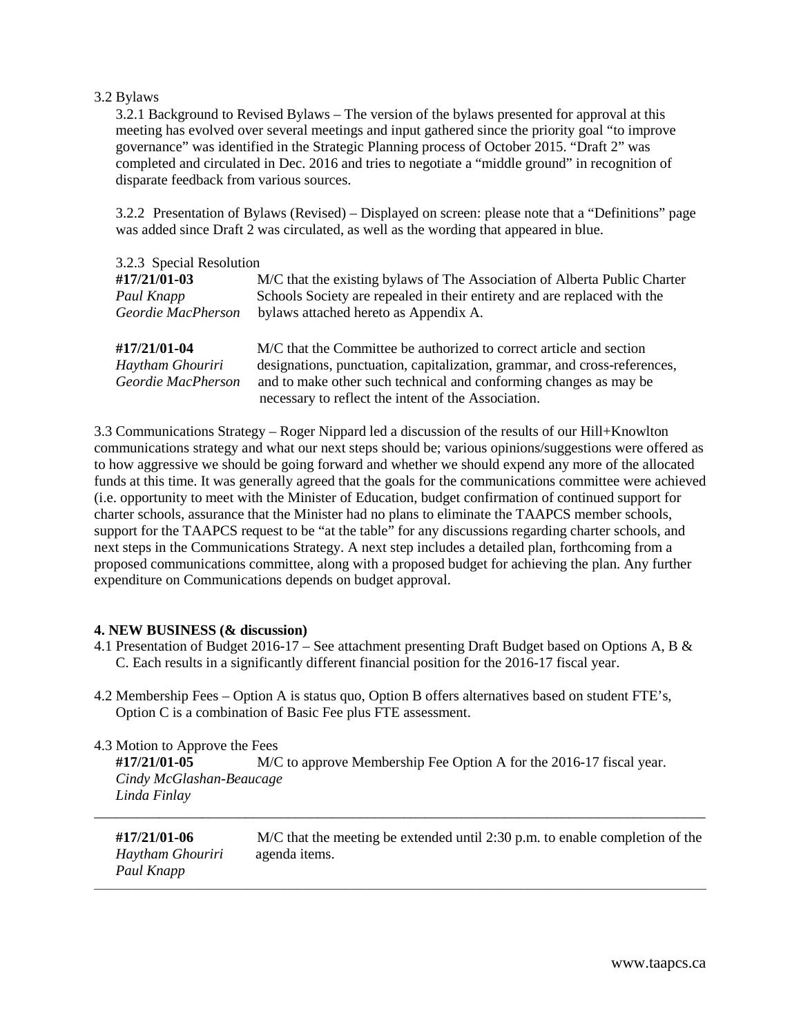3.2 Bylaws

3.2.1 Background to Revised Bylaws – The version of the bylaws presented for approval at this meeting has evolved over several meetings and input gathered since the priority goal "to improve governance" was identified in the Strategic Planning process of October 2015. "Draft 2" was completed and circulated in Dec. 2016 and tries to negotiate a "middle ground" in recognition of disparate feedback from various sources.

3.2.2 Presentation of Bylaws (Revised) – Displayed on screen: please note that a "Definitions" page was added since Draft 2 was circulated, as well as the wording that appeared in blue.

3.2.3 Special Resolution

| | |
|---|---|
| **#17/21/01-03**<br>*Paul Knapp*<br>*Geordie MacPherson* | M/C that the existing bylaws of The Association of Alberta Public Charter Schools Society are repealed in their entirety and are replaced with the bylaws attached hereto as Appendix A. |
| **#17/21/01-04**<br>*Haytham Ghouriri*<br>*Geordie MacPherson* | M/C that the Committee be authorized to correct article and section designations, punctuation, capitalization, grammar, and cross-references, and to make other such technical and conforming changes as may be necessary to reflect the intent of the Association. |

3.3 Communications Strategy – Roger Nippard led a discussion of the results of our Hill+Knowlton communications strategy and what our next steps should be; various opinions/suggestions were offered as to how aggressive we should be going forward and whether we should expend any more of the allocated funds at this time. It was generally agreed that the goals for the communications committee were achieved (i.e. opportunity to meet with the Minister of Education, budget confirmation of continued support for charter schools, assurance that the Minister had no plans to eliminate the TAAPCS member schools, support for the TAAPCS request to be "at the table" for any discussions regarding charter schools, and next steps in the Communications Strategy. A next step includes a detailed plan, forthcoming from a proposed communications committee, along with a proposed budget for achieving the plan. Any further expenditure on Communications depends on budget approval.

**4. NEW BUSINESS (& discussion)**

4.1 Presentation of Budget 2016-17 – See attachment presenting Draft Budget based on Options A, B & C. Each results in a significantly different financial position for the 2016-17 fiscal year.

4.2 Membership Fees – Option A is status quo, Option B offers alternatives based on student FTE's, Option C is a combination of Basic Fee plus FTE assessment.

4.3 Motion to Approve the Fees

| | |
|---|---|
| **#17/21/01-05**<br>*Cindy McGlashan-Beaucage*<br>*Linda Finlay* | M/C to approve Membership Fee Option A for the 2016-17 fiscal year. |

---

| | |
|---|---|
| **#17/21/01-06**<br>*Haytham Ghouriri*<br>*Paul Knapp* | M/C that the meeting be extended until 2:30 p.m. to enable completion of the agenda items. |

---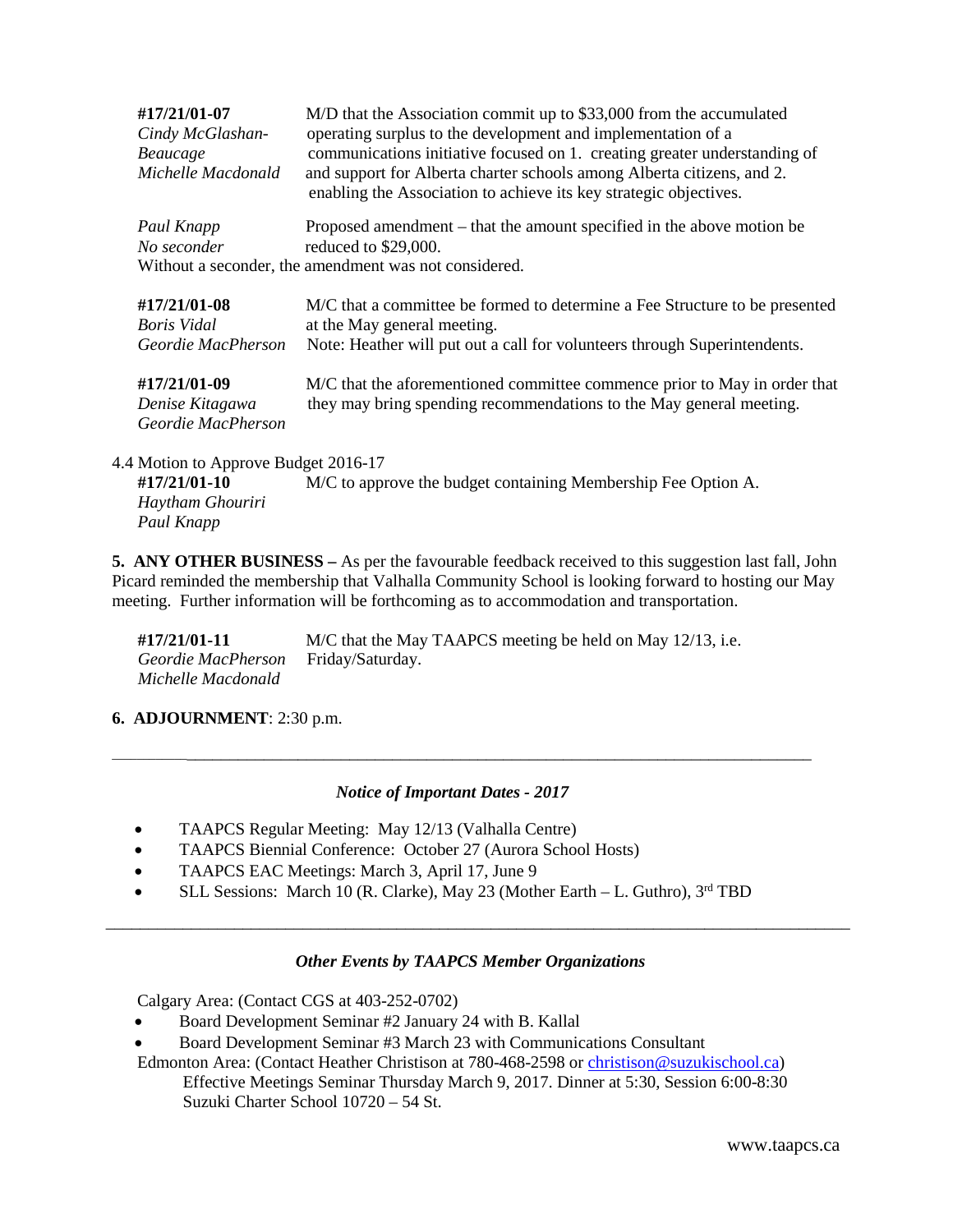**#17/21/01-07**
*Cindy McGlashan-Beaucage*
*Michelle Macdonald*

M/D that the Association commit up to $33,000 from the accumulated operating surplus to the development and implementation of a communications initiative focused on 1. creating greater understanding of and support for Alberta charter schools among Alberta citizens, and 2. enabling the Association to achieve its key strategic objectives.

*Paul Knapp*
*No seconder*

Proposed amendment – that the amount specified in the above motion be reduced to $29,000.
Without a seconder, the amendment was not considered.

**#17/21/01-08**
*Boris Vidal*
*Geordie MacPherson*

M/C that a committee be formed to determine a Fee Structure to be presented at the May general meeting.
Note: Heather will put out a call for volunteers through Superintendents.

**#17/21/01-09**
*Denise Kitagawa*
*Geordie MacPherson*

M/C that the aforementioned committee commence prior to May in order that they may bring spending recommendations to the May general meeting.

4.4 Motion to Approve Budget 2016-17

**#17/21/01-10**
*Haytham Ghouriri*
*Paul Knapp*

M/C to approve the budget containing Membership Fee Option A.

**5. ANY OTHER BUSINESS –** As per the favourable feedback received to this suggestion last fall, John Picard reminded the membership that Valhalla Community School is looking forward to hosting our May meeting. Further information will be forthcoming as to accommodation and transportation.

**#17/21/01-11**
*Geordie MacPherson*
*Michelle Macdonald*

M/C that the May TAAPCS meeting be held on May 12/13, i.e. Friday/Saturday.

**6. ADJOURNMENT**: 2:30 p.m.

---

***Notice of Important Dates - 2017***

- TAAPCS Regular Meeting: May 12/13 (Valhalla Centre)
- TAAPCS Biennial Conference: October 27 (Aurora School Hosts)
- TAAPCS EAC Meetings: March 3, April 17, June 9
- SLL Sessions: March 10 (R. Clarke), May 23 (Mother Earth – L. Guthro), 3rd TBD

---

***Other Events by TAAPCS Member Organizations***

Calgary Area: (Contact CGS at 403-252-0702)

- Board Development Seminar #2 January 24 with B. Kallal
- Board Development Seminar #3 March 23 with Communications Consultant

Edmonton Area: (Contact Heather Christison at 780-468-2598 or christison@suzukischool.ca)
Effective Meetings Seminar Thursday March 9, 2017. Dinner at 5:30, Session 6:00-8:30
Suzuki Charter School 10720 – 54 St.